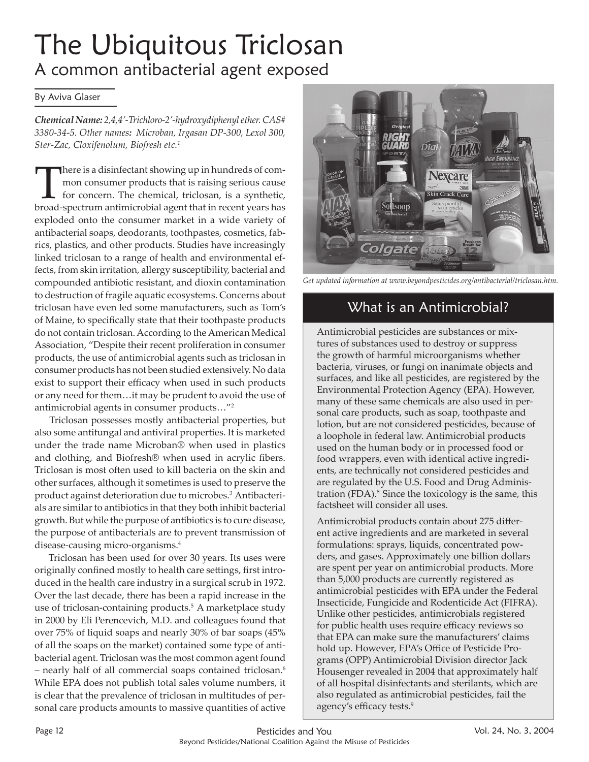# The Ubiquitous Triclosan

## A common antibacterial agent exposed

By Aviva Glaser

***Chemical Name:*** *2,4,4'-Trichloro-2'-hydroxydiphenyl ether. CAS# 3380-34-5. Other names**:** Microban, Irgasan DP-300, Lexol 300, Ster-Zac, Cloxifenolum, Biofresh etc.*[1]

There is a disinfectant showing up in hundreds of common consumer products that is raising serious cause for concern. The chemical, triclosan, is a synthetic, broad-spectrum antimicrobial agent that in recent years has exploded onto the consumer market in a wide variety of antibacterial soaps, deodorants, toothpastes, cosmetics, fabrics, plastics, and other products. Studies have increasingly linked triclosan to a range of health and environmental effects, from skin irritation, allergy susceptibility, bacterial and compounded antibiotic resistant, and dioxin contamination to destruction of fragile aquatic ecosystems. Concerns about triclosan have even led some manufacturers, such as Tom's of Maine, to specifically state that their toothpaste products do not contain triclosan. According to the American Medical Association, "Despite their recent proliferation in consumer products, the use of antimicrobial agents such as triclosan in consumer products has not been studied extensively. No data exist to support their efficacy when used in such products or any need for them…it may be prudent to avoid the use of antimicrobial agents in consumer products…"[2]

Triclosan possesses mostly antibacterial properties, but also some antifungal and antiviral properties. It is marketed under the trade name Microban® when used in plastics and clothing, and Biofresh® when used in acrylic fibers. Triclosan is most often used to kill bacteria on the skin and other surfaces, although it sometimes is used to preserve the product against deterioration due to microbes.[3] Antibacterials are similar to antibiotics in that they both inhibit bacterial growth. But while the purpose of antibiotics is to cure disease, the purpose of antibacterials are to prevent transmission of disease-causing micro-organisms.[4]

Triclosan has been used for over 30 years. Its uses were originally confined mostly to health care settings, first introduced in the health care industry in a surgical scrub in 1972. Over the last decade, there has been a rapid increase in the use of triclosan-containing products.[5] A marketplace study in 2000 by Eli Perencevich, M.D. and colleagues found that over 75% of liquid soaps and nearly 30% of bar soaps (45% of all the soaps on the market) contained some type of antibacterial agent. Triclosan was the most common agent found – nearly half of all commercial soaps contained triclosan.[6] While EPA does not publish total sales volume numbers, it is clear that the prevalence of triclosan in multitudes of personal care products amounts to massive quantities of active

*Get updated information at www.beyondpesticides.org/antibacterial/triclosan.htm.*

## What is an Antimicrobial?

Antimicrobial pesticides are substances or mixtures of substances used to destroy or suppress the growth of harmful microorganisms whether bacteria, viruses, or fungi on inanimate objects and surfaces, and like all pesticides, are registered by the Environmental Protection Agency (EPA). However, many of these same chemicals are also used in personal care products, such as soap, toothpaste and lotion, but are not considered pesticides, because of a loophole in federal law. Antimicrobial products used on the human body or in processed food or food wrappers, even with identical active ingredients, are technically not considered pesticides and are regulated by the U.S. Food and Drug Administration (FDA).[8] Since the toxicology is the same, this factsheet will consider all uses.

Antimicrobial products contain about 275 different active ingredients and are marketed in several formulations: sprays, liquids, concentrated powders, and gases. Approximately one billion dollars are spent per year on antimicrobial products. More than 5,000 products are currently registered as antimicrobial pesticides with EPA under the Federal Insecticide, Fungicide and Rodenticide Act (FIFRA). Unlike other pesticides, antimicrobials registered for public health uses require efficacy reviews so that EPA can make sure the manufacturers' claims hold up. However, EPA's Office of Pesticide Programs (OPP) Antimicrobial Division director Jack Housenger revealed in 2004 that approximately half of all hospital disinfectants and sterilants, which are also regulated as antimicrobial pesticides, fail the agency's efficacy tests.[9]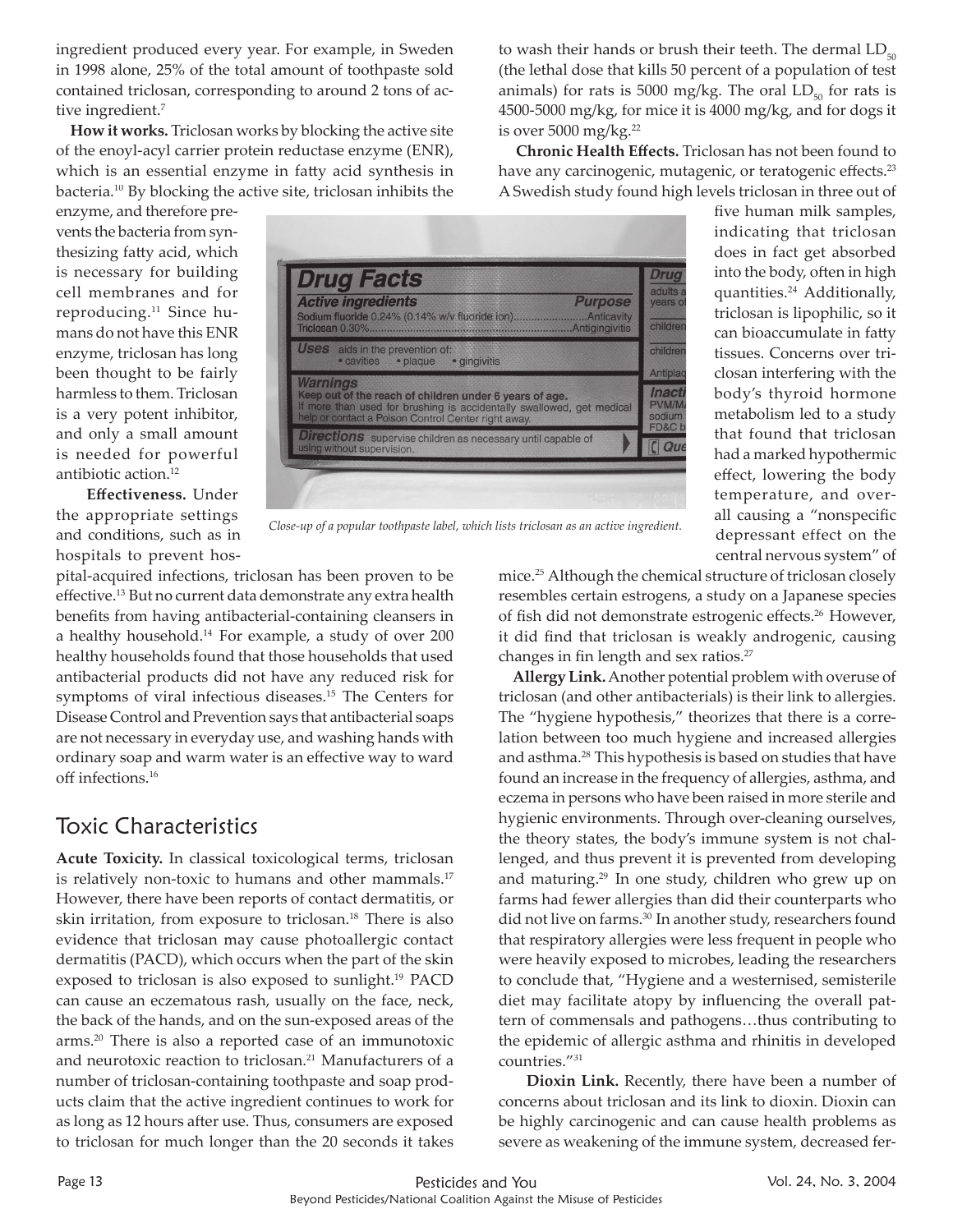ingredient produced every year. For example, in Sweden in 1998 alone, 25% of the total amount of toothpaste sold contained triclosan, corresponding to around 2 tons of active ingredient.[7]

**How it works.** Triclosan works by blocking the active site of the enoyl-acyl carrier protein reductase enzyme (ENR), which is an essential enzyme in fatty acid synthesis in bacteria.[10] By blocking the active site, triclosan inhibits the enzyme, and therefore prevents the bacteria from synthesizing fatty acid, which is necessary for building cell membranes and for reproducing.[11] Since humans do not have this ENR enzyme, triclosan has long been thought to be fairly harmless to them. Triclosan is a very potent inhibitor, and only a small amount is needed for powerful antibiotic action.[12]

**Effectiveness.** Under the appropriate settings and conditions, such as in hospitals to prevent hospital-acquired infections, triclosan has been proven to be effective.[13] But no current data demonstrate any extra health benefits from having antibacterial-containing cleansers in a healthy household.[14] For example, a study of over 200 healthy households found that those households that used antibacterial products did not have any reduced risk for symptoms of viral infectious diseases.[15] The Centers for Disease Control and Prevention says that antibacterial soaps are not necessary in everyday use, and washing hands with ordinary soap and warm water is an effective way to ward off infections.[16]

*Close-up of a popular toothpaste label, which lists triclosan as an active ingredient.*

## Toxic Characteristics

**Acute Toxicity.** In classical toxicological terms, triclosan is relatively non-toxic to humans and other mammals.[17] However, there have been reports of contact dermatitis, or skin irritation, from exposure to triclosan.[18] There is also evidence that triclosan may cause photoallergic contact dermatitis (PACD), which occurs when the part of the skin exposed to triclosan is also exposed to sunlight.[19] PACD can cause an eczematous rash, usually on the face, neck, the back of the hands, and on the sun-exposed areas of the arms.[20] There is also a reported case of an immunotoxic and neurotoxic reaction to triclosan.[21] Manufacturers of a number of triclosan-containing toothpaste and soap products claim that the active ingredient continues to work for as long as 12 hours after use. Thus, consumers are exposed to triclosan for much longer than the 20 seconds it takes to wash their hands or brush their teeth. The dermal $LD_{50}$ (the lethal dose that kills 50 percent of a population of test animals) for rats is 5000 mg/kg. The oral $LD_{50}$ for rats is 4500-5000 mg/kg, for mice it is 4000 mg/kg, and for dogs it is over 5000 mg/kg.[22]

**Chronic Health Effects.** Triclosan has not been found to have any carcinogenic, mutagenic, or teratogenic effects.[23] A Swedish study found high levels triclosan in three out of five human milk samples, indicating that triclosan does in fact get absorbed into the body, often in high quantities.[24] Additionally, triclosan is lipophilic, so it can bioaccumulate in fatty tissues. Concerns over triclosan interfering with the body's thyroid hormone metabolism led to a study that found that triclosan had a marked hypothermic effect, lowering the body temperature, and overall causing a "nonspecific depressant effect on the central nervous system" of mice.[25] Although the chemical structure of triclosan closely resembles certain estrogens, a study on a Japanese species of fish did not demonstrate estrogenic effects.[26] However, it did find that triclosan is weakly androgenic, causing changes in fin length and sex ratios.[27]

**Allergy Link.** Another potential problem with overuse of triclosan (and other antibacterials) is their link to allergies. The "hygiene hypothesis," theorizes that there is a correlation between too much hygiene and increased allergies and asthma.[28] This hypothesis is based on studies that have found an increase in the frequency of allergies, asthma, and eczema in persons who have been raised in more sterile and hygienic environments. Through over-cleaning ourselves, the theory states, the body's immune system is not challenged, and thus prevent it is prevented from developing and maturing.[29] In one study, children who grew up on farms had fewer allergies than did their counterparts who did not live on farms.[30] In another study, researchers found that respiratory allergies were less frequent in people who were heavily exposed to microbes, leading the researchers to conclude that, "Hygiene and a westernised, semisterile diet may facilitate atopy by influencing the overall pattern of commensals and pathogens…thus contributing to the epidemic of allergic asthma and rhinitis in developed countries."[31]

**Dioxin Link.** Recently, there have been a number of concerns about triclosan and its link to dioxin. Dioxin can be highly carcinogenic and can cause health problems as severe as weakening of the immune system, decreased fer-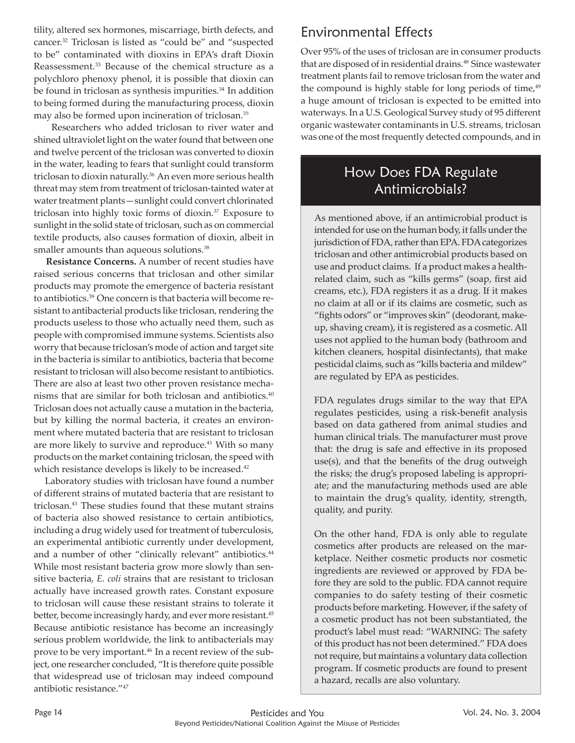tility, altered sex hormones, miscarriage, birth defects, and cancer.[32] Triclosan is listed as "could be" and "suspected to be" contaminated with dioxins in EPA's draft Dioxin Reassessment.[33] Because of the chemical structure as a polychloro phenoxy phenol, it is possible that dioxin can be found in triclosan as synthesis impurities.[34] In addition to being formed during the manufacturing process, dioxin may also be formed upon incineration of triclosan.[35]

Researchers who added triclosan to river water and shined ultraviolet light on the water found that between one and twelve percent of the triclosan was converted to dioxin in the water, leading to fears that sunlight could transform triclosan to dioxin naturally.[36] An even more serious health threat may stem from treatment of triclosan-tainted water at water treatment plants—sunlight could convert chlorinated triclosan into highly toxic forms of dioxin.[37] Exposure to sunlight in the solid state of triclosan, such as on commercial textile products, also causes formation of dioxin, albeit in smaller amounts than aqueous solutions.[38]

**Resistance Concerns.** A number of recent studies have raised serious concerns that triclosan and other similar products may promote the emergence of bacteria resistant to antibiotics.[39] One concern is that bacteria will become resistant to antibacterial products like triclosan, rendering the products useless to those who actually need them, such as people with compromised immune systems. Scientists also worry that because triclosan's mode of action and target site in the bacteria is similar to antibiotics, bacteria that become resistant to triclosan will also become resistant to antibiotics. There are also at least two other proven resistance mechanisms that are similar for both triclosan and antibiotics.[40] Triclosan does not actually cause a mutation in the bacteria, but by killing the normal bacteria, it creates an environment where mutated bacteria that are resistant to triclosan are more likely to survive and reproduce.[41] With so many products on the market containing triclosan, the speed with which resistance develops is likely to be increased.[42]

Laboratory studies with triclosan have found a number of different strains of mutated bacteria that are resistant to triclosan.[43] These studies found that these mutant strains of bacteria also showed resistance to certain antibiotics, including a drug widely used for treatment of tuberculosis, an experimental antibiotic currently under development, and a number of other "clinically relevant" antibiotics.[44] While most resistant bacteria grow more slowly than sensitive bacteria, *E. coli* strains that are resistant to triclosan actually have increased growth rates. Constant exposure to triclosan will cause these resistant strains to tolerate it better, become increasingly hardy, and ever more resistant.[45] Because antibiotic resistance has become an increasingly serious problem worldwide, the link to antibacterials may prove to be very important.[46] In a recent review of the subject, one researcher concluded, "It is therefore quite possible that widespread use of triclosan may indeed compound antibiotic resistance."[47]

## Environmental Effects

Over 95% of the uses of triclosan are in consumer products that are disposed of in residential drains.[48] Since wastewater treatment plants fail to remove triclosan from the water and the compound is highly stable for long periods of time,[49] a huge amount of triclosan is expected to be emitted into waterways. In a U.S. Geological Survey study of 95 different organic wastewater contaminants in U.S. streams, triclosan was one of the most frequently detected compounds, and in

### How Does FDA Regulate Antimicrobials?

As mentioned above, if an antimicrobial product is intended for use on the human body, it falls under the jurisdiction of FDA, rather than EPA. FDA categorizes triclosan and other antimicrobial products based on use and product claims. If a product makes a health-related claim, such as "kills germs" (soap, first aid creams, etc.), FDA registers it as a drug. If it makes no claim at all or if its claims are cosmetic, such as "fights odors" or "improves skin" (deodorant, make-up, shaving cream), it is registered as a cosmetic. All uses not applied to the human body (bathroom and kitchen cleaners, hospital disinfectants), that make pesticidal claims, such as "kills bacteria and mildew" are regulated by EPA as pesticides.

FDA regulates drugs similar to the way that EPA regulates pesticides, using a risk-benefit analysis based on data gathered from animal studies and human clinical trials. The manufacturer must prove that: the drug is safe and effective in its proposed use(s), and that the benefits of the drug outweigh the risks; the drug's proposed labeling is appropriate; and the manufacturing methods used are able to maintain the drug's quality, identity, strength, quality, and purity.

On the other hand, FDA is only able to regulate cosmetics after products are released on the marketplace. Neither cosmetic products nor cosmetic ingredients are reviewed or approved by FDA before they are sold to the public. FDA cannot require companies to do safety testing of their cosmetic products before marketing. However, if the safety of a cosmetic product has not been substantiated, the product's label must read: "WARNING: The safety of this product has not been determined." FDA does not require, but maintains a voluntary data collection program. If cosmetic products are found to present a hazard, recalls are also voluntary.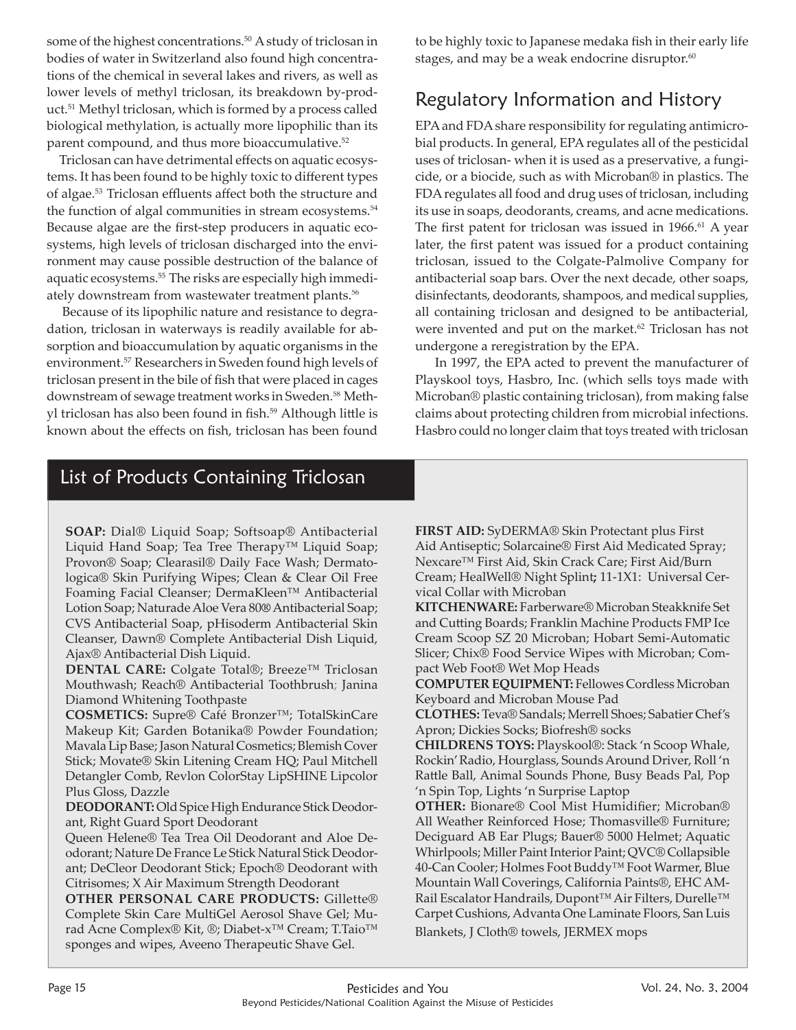some of the highest concentrations.[50] A study of triclosan in bodies of water in Switzerland also found high concentrations of the chemical in several lakes and rivers, as well as lower levels of methyl triclosan, its breakdown by-product.[51] Methyl triclosan, which is formed by a process called biological methylation, is actually more lipophilic than its parent compound, and thus more bioaccumulative.[52]

Triclosan can have detrimental effects on aquatic ecosystems. It has been found to be highly toxic to different types of algae.[53] Triclosan effluents affect both the structure and the function of algal communities in stream ecosystems.[54] Because algae are the first-step producers in aquatic ecosystems, high levels of triclosan discharged into the environment may cause possible destruction of the balance of aquatic ecosystems.[55] The risks are especially high immediately downstream from wastewater treatment plants.[56]

Because of its lipophilic nature and resistance to degradation, triclosan in waterways is readily available for absorption and bioaccumulation by aquatic organisms in the environment.[57] Researchers in Sweden found high levels of triclosan present in the bile of fish that were placed in cages downstream of sewage treatment works in Sweden.[58] Methyl triclosan has also been found in fish.[59] Although little is known about the effects on fish, triclosan has been found to be highly toxic to Japanese medaka fish in their early life stages, and may be a weak endocrine disruptor.[60]

## Regulatory Information and History

EPA and FDA share responsibility for regulating antimicrobial products. In general, EPA regulates all of the pesticidal uses of triclosan- when it is used as a preservative, a fungicide, or a biocide, such as with Microban® in plastics. The FDA regulates all food and drug uses of triclosan, including its use in soaps, deodorants, creams, and acne medications. The first patent for triclosan was issued in 1966.[61] A year later, the first patent was issued for a product containing triclosan, issued to the Colgate-Palmolive Company for antibacterial soap bars. Over the next decade, other soaps, disinfectants, deodorants, shampoos, and medical supplies, all containing triclosan and designed to be antibacterial, were invented and put on the market.[62] Triclosan has not undergone a reregistration by the EPA.

In 1997, the EPA acted to prevent the manufacturer of Playskool toys, Hasbro, Inc. (which sells toys made with Microban® plastic containing triclosan), from making false claims about protecting children from microbial infections. Hasbro could no longer claim that toys treated with triclosan

## List of Products Containing Triclosan

**SOAP:** Dial® Liquid Soap; Softsoap® Antibacterial Liquid Hand Soap; Tea Tree Therapy™ Liquid Soap; Provon® Soap; Clearasil® Daily Face Wash; Dermatologica® Skin Purifying Wipes; Clean & Clear Oil Free Foaming Facial Cleanser; DermaKleen™ Antibacterial Lotion Soap; Naturade Aloe Vera 80® Antibacterial Soap; CVS Antibacterial Soap, pHisoderm Antibacterial Skin Cleanser, Dawn® Complete Antibacterial Dish Liquid, Ajax® Antibacterial Dish Liquid.

**DENTAL CARE:** Colgate Total®; Breeze™ Triclosan Mouthwash; Reach® Antibacterial Toothbrush; Janina Diamond Whitening Toothpaste

**COSMETICS:** Supre® Café Bronzer™; TotalSkinCare Makeup Kit; Garden Botanika® Powder Foundation; Mavala Lip Base; Jason Natural Cosmetics; Blemish Cover Stick; Movate® Skin Litening Cream HQ; Paul Mitchell Detangler Comb, Revlon ColorStay LipSHINE Lipcolor Plus Gloss, Dazzle

**DEODORANT:** Old Spice High Endurance Stick Deodorant, Right Guard Sport Deodorant

Queen Helene® Tea Trea Oil Deodorant and Aloe Deodorant; Nature De France Le Stick Natural Stick Deodorant; DeCleor Deodorant Stick; Epoch® Deodorant with Citrisomes; X Air Maximum Strength Deodorant

**OTHER PERSONAL CARE PRODUCTS:** Gillette® Complete Skin Care MultiGel Aerosol Shave Gel; Murad Acne Complex® Kit, ®; Diabet-x™ Cream; T.Taio™ sponges and wipes, Aveeno Therapeutic Shave Gel.

**FIRST AID:** SyDERMA® Skin Protectant plus First Aid Antiseptic; Solarcaine® First Aid Medicated Spray; Nexcare™ First Aid, Skin Crack Care; First Aid/Burn Cream; HealWell® Night Splint; 11-1X1: Universal Cervical Collar with Microban

**KITCHENWARE:** Farberware® Microban Steakknife Set and Cutting Boards; Franklin Machine Products FMP Ice Cream Scoop SZ 20 Microban; Hobart Semi-Automatic Slicer; Chix® Food Service Wipes with Microban; Compact Web Foot® Wet Mop Heads

**COMPUTER EQUIPMENT:** Fellowes Cordless Microban Keyboard and Microban Mouse Pad

**CLOTHES:** Teva® Sandals; Merrell Shoes; Sabatier Chef's Apron; Dickies Socks; Biofresh® socks

**CHILDRENS TOYS:** Playskool®: Stack 'n Scoop Whale, Rockin' Radio, Hourglass, Sounds Around Driver, Roll 'n Rattle Ball, Animal Sounds Phone, Busy Beads Pal, Pop 'n Spin Top, Lights 'n Surprise Laptop

**OTHER:** Bionare® Cool Mist Humidifier; Microban® All Weather Reinforced Hose; Thomasville® Furniture; Deciguard AB Ear Plugs; Bauer® 5000 Helmet; Aquatic Whirlpools; Miller Paint Interior Paint; QVC® Collapsible 40-Can Cooler; Holmes Foot Buddy™ Foot Warmer, Blue Mountain Wall Coverings, California Paints®, EHC AM-Rail Escalator Handrails, Dupont™ Air Filters, Durelle™ Carpet Cushions, Advanta One Laminate Floors, San Luis Blankets, J Cloth® towels, JERMEX mops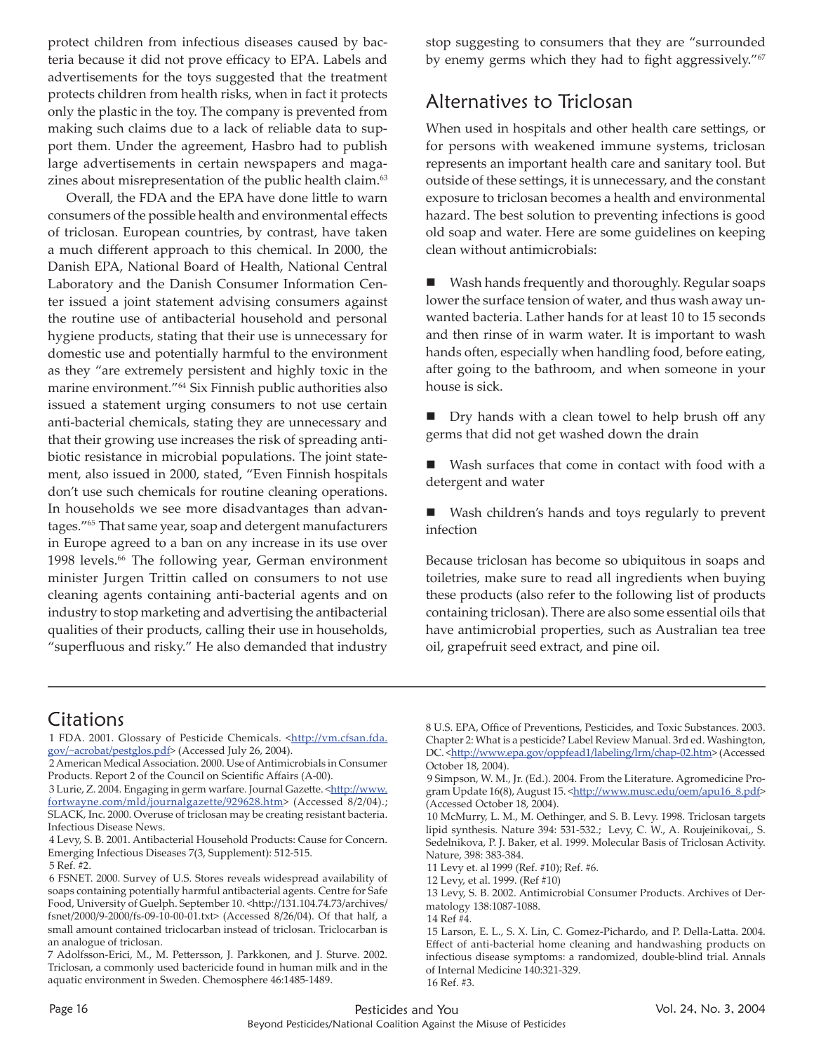protect children from infectious diseases caused by bacteria because it did not prove efficacy to EPA. Labels and advertisements for the toys suggested that the treatment protects children from health risks, when in fact it protects only the plastic in the toy. The company is prevented from making such claims due to a lack of reliable data to support them. Under the agreement, Hasbro had to publish large advertisements in certain newspapers and magazines about misrepresentation of the public health claim.[63]

Overall, the FDA and the EPA have done little to warn consumers of the possible health and environmental effects of triclosan. European countries, by contrast, have taken a much different approach to this chemical. In 2000, the Danish EPA, National Board of Health, National Central Laboratory and the Danish Consumer Information Center issued a joint statement advising consumers against the routine use of antibacterial household and personal hygiene products, stating that their use is unnecessary for domestic use and potentially harmful to the environment as they "are extremely persistent and highly toxic in the marine environment."[64] Six Finnish public authorities also issued a statement urging consumers to not use certain anti-bacterial chemicals, stating they are unnecessary and that their growing use increases the risk of spreading antibiotic resistance in microbial populations. The joint statement, also issued in 2000, stated, "Even Finnish hospitals don't use such chemicals for routine cleaning operations. In households we see more disadvantages than advantages."[65] That same year, soap and detergent manufacturers in Europe agreed to a ban on any increase in its use over 1998 levels.[66] The following year, German environment minister Jurgen Trittin called on consumers to not use cleaning agents containing anti-bacterial agents and on industry to stop marketing and advertising the antibacterial qualities of their products, calling their use in households, "superfluous and risky." He also demanded that industry stop suggesting to consumers that they are "surrounded by enemy germs which they had to fight aggressively."[67]

## Alternatives to Triclosan

When used in hospitals and other health care settings, or for persons with weakened immune systems, triclosan represents an important health care and sanitary tool. But outside of these settings, it is unnecessary, and the constant exposure to triclosan becomes a health and environmental hazard. The best solution to preventing infections is good old soap and water. Here are some guidelines on keeping clean without antimicrobials:

- Wash hands frequently and thoroughly. Regular soaps lower the surface tension of water, and thus wash away unwanted bacteria. Lather hands for at least 10 to 15 seconds and then rinse of in warm water. It is important to wash hands often, especially when handling food, before eating, after going to the bathroom, and when someone in your house is sick.

- Dry hands with a clean towel to help brush off any germs that did not get washed down the drain

- Wash surfaces that come in contact with food with a detergent and water

- Wash children's hands and toys regularly to prevent infection

Because triclosan has become so ubiquitous in soaps and toiletries, make sure to read all ingredients when buying these products (also refer to the following list of products containing triclosan). There are also some essential oils that have antimicrobial properties, such as Australian tea tree oil, grapefruit seed extract, and pine oil.

## Citations

1 FDA. 2001. Glossary of Pesticide Chemicals. <http://vm.cfsan.fda.gov/~acrobat/pestglos.pdf> (Accessed July 26, 2004).

2 American Medical Association. 2000. Use of Antimicrobials in Consumer Products. Report 2 of the Council on Scientific Affairs (A-00).

3 Lurie, Z. 2004. Engaging in germ warfare. Journal Gazette. <http://www.fortwayne.com/mld/journalgazette/929628.htm> (Accessed 8/2/04).; SLACK, Inc. 2000. Overuse of triclosan may be creating resistant bacteria. Infectious Disease News.

4 Levy, S. B. 2001. Antibacterial Household Products: Cause for Concern. Emerging Infectious Diseases 7(3, Supplement): 512-515.

5 Ref. #2.

6 FSNET. 2000. Survey of U.S. Stores reveals widespread availability of soaps containing potentially harmful antibacterial agents. Centre for Safe Food, University of Guelph. September 10. <http://131.104.74.73/archives/fsnet/2000/9-2000/fs-09-10-00-01.txt> (Accessed 8/26/04). Of that half, a small amount contained triclocarban instead of triclosan. Triclocarban is an analogue of triclosan.

7 Adolfsson-Erici, M., M. Pettersson, J. Parkkonen, and J. Sturve. 2002. Triclosan, a commonly used bactericide found in human milk and in the aquatic environment in Sweden. Chemosphere 46:1485-1489.

8 U.S. EPA, Office of Preventions, Pesticides, and Toxic Substances. 2003. Chapter 2: What is a pesticide? Label Review Manual. 3rd ed. Washington, DC. <http://www.epa.gov/oppfead1/labeling/lrm/chap-02.htm> (Accessed October 18, 2004).

9 Simpson, W. M., Jr. (Ed.). 2004. From the Literature. Agromedicine Program Update 16(8), August 15. <http://www.musc.edu/oem/apu16_8.pdf> (Accessed October 18, 2004).

10 McMurry, L. M., M. Oethinger, and S. B. Levy. 1998. Triclosan targets lipid synthesis. Nature 394: 531-532.; Levy, C. W., A. Roujeinikovai,, S. Sedelnikova, P. J. Baker, et al. 1999. Molecular Basis of Triclosan Activity. Nature, 398: 383-384.

11 Levy et. al 1999 (Ref. #10); Ref. #6.

12 Levy, et al. 1999. (Ref #10)

13 Levy, S. B. 2002. Antimicrobial Consumer Products. Archives of Dermatology 138:1087-1088.

14 Ref #4.

15 Larson, E. L., S. X. Lin, C. Gomez-Pichardo, and P. Della-Latta. 2004. Effect of anti-bacterial home cleaning and handwashing products on infectious disease symptoms: a randomized, double-blind trial. Annals of Internal Medicine 140:321-329.

16 Ref. #3.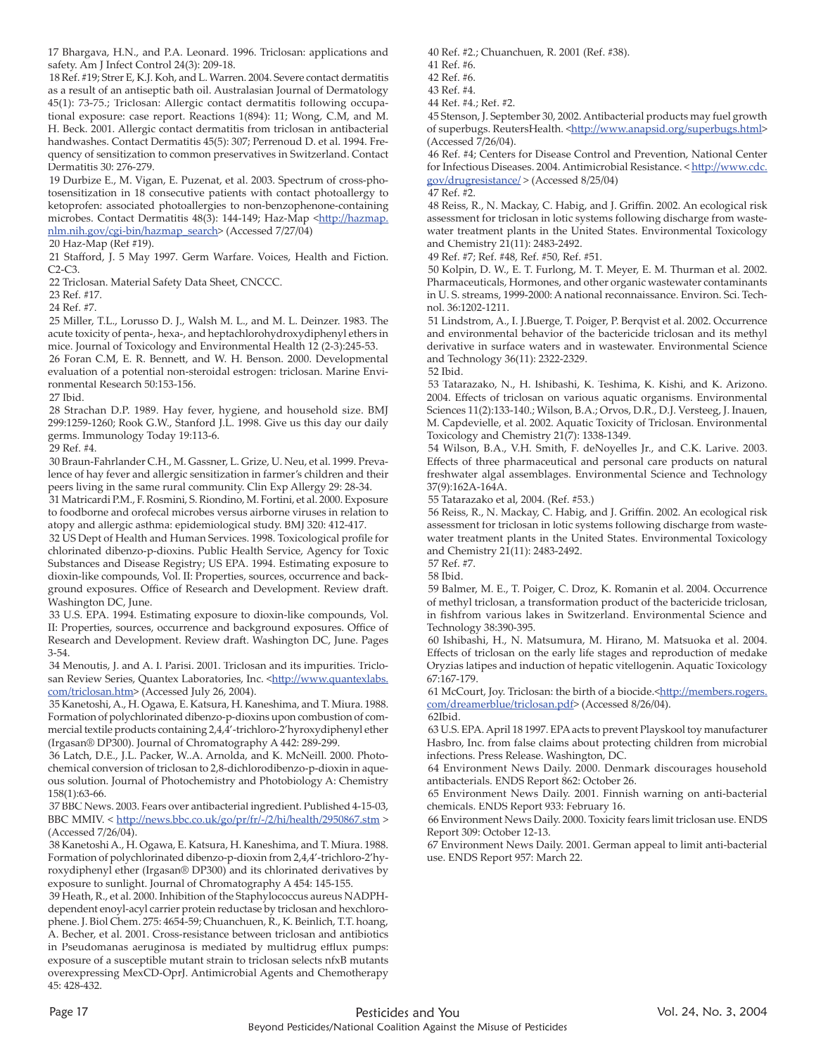17 Bhargava, H.N., and P.A. Leonard. 1996. Triclosan: applications and safety. Am J Infect Control 24(3): 209-18.

18 Ref. #19; Strer E, K.J. Koh, and L. Warren. 2004. Severe contact dermatitis as a result of an antiseptic bath oil. Australasian Journal of Dermatology 45(1): 73-75.; Triclosan: Allergic contact dermatitis following occupational exposure: case report. Reactions 1(894): 11; Wong, C.M, and M. H. Beck. 2001. Allergic contact dermatitis from triclosan in antibacterial handwashes. Contact Dermatitis 45(5): 307; Perrenoud D. et al. 1994. Frequency of sensitization to common preservatives in Switzerland. Contact Dermatitis 30: 276-279.

19 Durbize E., M. Vigan, E. Puzenat, et al. 2003. Spectrum of cross-photosensitization in 18 consecutive patients with contact photoallergy to ketoprofen: associated photoallergies to non-benzophenone-containing microbes. Contact Dermatitis 48(3): 144-149; Haz-Map <http://hazmap.nlm.nih.gov/cgi-bin/hazmap_search> (Accessed 7/27/04)

20 Haz-Map (Ref #19).

21 Stafford, J. 5 May 1997. Germ Warfare. Voices, Health and Fiction. C2-C3.

22 Triclosan. Material Safety Data Sheet, CNCCC.

23 Ref. #17.

24 Ref. #7.

25 Miller, T.L., Lorusso D. J., Walsh M. L., and M. L. Deinzer. 1983. The acute toxicity of penta-, hexa-, and heptachlorohydroxydiphenyl ethers in mice. Journal of Toxicology and Environmental Health 12 (2-3):245-53.

26 Foran C.M, E. R. Bennett, and W. H. Benson. 2000. Developmental evaluation of a potential non-steroidal estrogen: triclosan. Marine Environmental Research 50:153-156.

27 Ibid.

28 Strachan D.P. 1989. Hay fever, hygiene, and household size. BMJ 299:1259-1260; Rook G.W., Stanford J.L. 1998. Give us this day our daily germs. Immunology Today 19:113-6.

29 Ref. #4.

30 Braun-Fahrlander C.H., M. Gassner, L. Grize, U. Neu, et al. 1999. Prevalence of hay fever and allergic sensitization in farmer's children and their peers living in the same rural community. Clin Exp Allergy 29: 28-34.

31 Matricardi P.M., F. Rosmini, S. Riondino, M. Fortini, et al. 2000. Exposure to foodborne and orofecal microbes versus airborne viruses in relation to atopy and allergic asthma: epidemiological study. BMJ 320: 412-417.

32 US Dept of Health and Human Services. 1998. Toxicological profile for chlorinated dibenzo-p-dioxins. Public Health Service, Agency for Toxic Substances and Disease Registry; US EPA. 1994. Estimating exposure to dioxin-like compounds, Vol. II: Properties, sources, occurrence and background exposures. Office of Research and Development. Review draft. Washington DC, June.

33 U.S. EPA. 1994. Estimating exposure to dioxin-like compounds, Vol. II: Properties, sources, occurrence and background exposures. Office of Research and Development. Review draft. Washington DC, June. Pages 3-54.

34 Menoutis, J. and A. I. Parisi. 2001. Triclosan and its impurities. Triclosan Review Series, Quantex Laboratories, Inc. <http://www.quantexlabs.com/triclosan.htm> (Accessed July 26, 2004).

35 Kanetoshi, A., H. Ogawa, E. Katsura, H. Kaneshima, and T. Miura. 1988. Formation of polychlorinated dibenzo-p-dioxins upon combustion of commercial textile products containing 2,4,4'-trichloro-2'hyroxydiphenyl ether (Irgasan® DP300). Journal of Chromatography A 442: 289-299.

36 Latch, D.E., J.L. Packer, W..A. Arnolda, and K. McNeill. 2000. Photochemical conversion of triclosan to 2,8-dichlorodibenzo-p-dioxin in aqueous solution. Journal of Photochemistry and Photobiology A: Chemistry 158(1):63-66.

37 BBC News. 2003. Fears over antibacterial ingredient. Published 4-15-03, BBC MMIV. < http://news.bbc.co.uk/go/pr/fr/-/2/hi/health/2950867.stm > (Accessed 7/26/04).

38 Kanetoshi A., H. Ogawa, E. Katsura, H. Kaneshima, and T. Miura. 1988. Formation of polychlorinated dibenzo-p-dioxin from 2,4,4'-trichloro-2'hyroxydiphenyl ether (Irgasan® DP300) and its chlorinated derivatives by exposure to sunlight. Journal of Chromatography A 454: 145-155.

39 Heath, R., et al. 2000. Inhibition of the Staphylococcus aureus NADPH-dependent enoyl-acyl carrier protein reductase by triclosan and hexchlorophene. J. Biol Chem. 275: 4654-59; Chuanchuen, R., K. Beinlich, T.T. hoang, A. Becher, et al. 2001. Cross-resistance between triclosan and antibiotics in Pseudomonas aeruginosa is mediated by multidrug efflux pumps: exposure of a susceptible mutant strain to triclosan selects nfxB mutants overexpressing MexCD-OprJ. Antimicrobial Agents and Chemotherapy 45: 428-432.

40 Ref. #2.; Chuanchuen, R. 2001 (Ref. #38).

41 Ref. #6.

42 Ref. #6.

43 Ref. #4.

44 Ref. #4.; Ref. #2.

45 Stenson, J. September 30, 2002. Antibacterial products may fuel growth of superbugs. ReutersHealth. <http://www.anapsid.org/superbugs.html> (Accessed 7/26/04).

46 Ref. #4; Centers for Disease Control and Prevention, National Center for Infectious Diseases. 2004. Antimicrobial Resistance. < http://www.cdc.gov/drugresistance/ > (Accessed 8/25/04)

47 Ref. #2.

48 Reiss, R., N. Mackay, C. Habig, and J. Griffin. 2002. An ecological risk assessment for triclosan in lotic systems following discharge from wastewater treatment plants in the United States. Environmental Toxicology and Chemistry 21(11): 2483-2492.

49 Ref. #7; Ref. #48, Ref. #50, Ref. #51.

50 Kolpin, D. W., E. T. Furlong, M. T. Meyer, E. M. Thurman et al. 2002. Pharmaceuticals, Hormones, and other organic wastewater contaminants in U. S. streams, 1999-2000: A national reconnaissance. Environ. Sci. Technol. 36:1202-1211.

51 Lindstrom, A., I. J.Buerge, T. Poiger, P. Berqvist et al. 2002. Occurrence and environmental behavior of the bactericide triclosan and its methyl derivative in surface waters and in wastewater. Environmental Science and Technology 36(11): 2322-2329.

52 Ibid.

53 Tatarazako, N., H. Ishibashi, K. Teshima, K. Kishi, and K. Arizono. 2004. Effects of triclosan on various aquatic organisms. Environmental Sciences 11(2):133-140.; Wilson, B.A.; Orvos, D.R., D.J. Versteeg, J. Inauen, M. Capdevielle, et al. 2002. Aquatic Toxicity of Triclosan. Environmental Toxicology and Chemistry 21(7): 1338-1349.

54 Wilson, B.A., V.H. Smith, F. deNoyelles Jr., and C.K. Larive. 2003. Effects of three pharmaceutical and personal care products on natural freshwater algal assemblages. Environmental Science and Technology 37(9):162A-164A.

55 Tatarazako et al, 2004. (Ref. #53.)

56 Reiss, R., N. Mackay, C. Habig, and J. Griffin. 2002. An ecological risk assessment for triclosan in lotic systems following discharge from wastewater treatment plants in the United States. Environmental Toxicology and Chemistry 21(11): 2483-2492.

57 Ref. #7.

58 Ibid.

59 Balmer, M. E., T. Poiger, C. Droz, K. Romanin et al. 2004. Occurrence of methyl triclosan, a transformation product of the bactericide triclosan, in fishfrom various lakes in Switzerland. Environmental Science and Technology 38:390-395.

60 Ishibashi, H., N. Matsumura, M. Hirano, M. Matsuoka et al. 2004. Effects of triclosan on the early life stages and reproduction of medake Oryzias latipes and induction of hepatic vitellogenin. Aquatic Toxicology 67:167-179.

61 McCourt, Joy. Triclosan: the birth of a biocide.<http://members.rogers.com/dreamerblue/triclosan.pdf> (Accessed 8/26/04).

62Ibid.

63 U.S. EPA. April 18 1997. EPA acts to prevent Playskool toy manufacturer Hasbro, Inc. from false claims about protecting children from microbial infections. Press Release. Washington, DC.

64 Environment News Daily. 2000. Denmark discourages household antibacterials. ENDS Report 862: October 26.

65 Environment News Daily. 2001. Finnish warning on anti-bacterial chemicals. ENDS Report 933: February 16.

66 Environment News Daily. 2000. Toxicity fears limit triclosan use. ENDS Report 309: October 12-13.

67 Environment News Daily. 2001. German appeal to limit anti-bacterial use. ENDS Report 957: March 22.